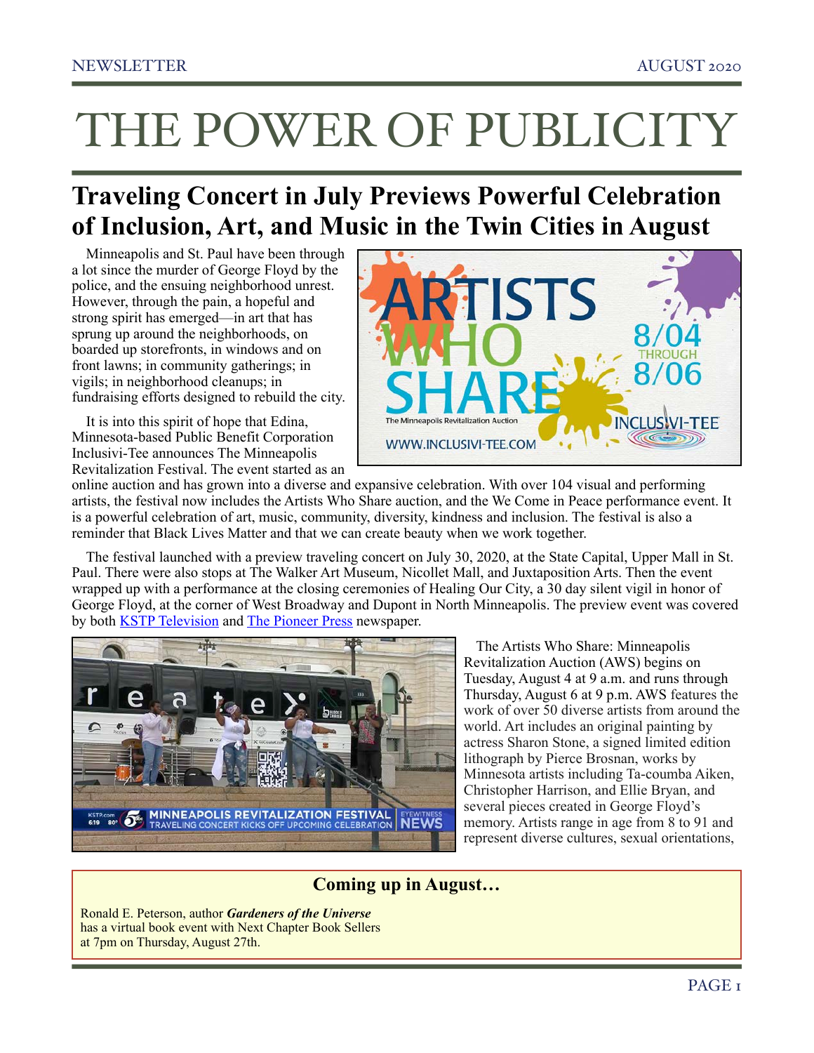# THE POWER OF PUBLICITY

## Traveling Concert in July Previews Powerful Celebration of Inclusion, Art, and Music in the Twin Cities in August

Minneapolis and St. Paul have been through a lot since the murder of George Floyd by the police, and the ensuing neighborhood unrest. However, through the pain, a hopeful and strong spirit has emerged—in art that has sprung up around the neighborhoods, on boarded up storefronts, in windows and on front lawns; in community gatherings; in vigils; in neighborhood cleanups; in fundraising efforts designed to rebuild the city.

It is into this spirit of hope that Edina, Minnesota-based Public Benefit Corporation Inclusivi-Tee announces The Minneapolis Revitalization Festival. The event started as an online auction and has grown into a diverse and expansive celebration. With over 104 visual and performing artists, the festival now includes the Artists Who Share auction, and the We Come in Peace performance event. It is a powerful celebration of art, music, community, diversity, kindness and inclusion. The festival is also a reminder that Black Lives Matter and that we can create beauty when we work together.

The festival launched with a preview traveling concert on July 30, 2020, at the State Capital, Upper Mall in St. Paul. There were also stops at The Walker Art Museum, Nicollet Mall, and Juxtaposition Arts. Then the event wrapped up with a performance at the closing ceremonies of Healing Our City, a 30 day silent vigil in honor of George Floyd, at the corner of West Broadway and Dupont in North Minneapolis. The preview event was covered by both KSTP Television and The Pioneer Press newspaper.

The Artists Who Share: Minneapolis Revitalization Auction (AWS) begins on Tuesday, August 4 at 9 a.m. and runs through Thursday, August 6 at 9 p.m. AWS features the work of over 50 diverse artists from around the world. Art includes an original painting by actress Sharon Stone, a signed limited edition lithograph by Pierce Brosnan, works by Minnesota artists including Ta-coumba Aiken, Christopher Harrison, and Ellie Bryan, and several pieces created in George Floyd's memory. Artists range in age from 8 to 91 and represent diverse cultures, sexual orientations,

### Coming up in August…

Ronald E. Peterson, author ***Gardeners of the Universe*** has a virtual book event with Next Chapter Book Sellers at 7pm on Thursday, August 27th.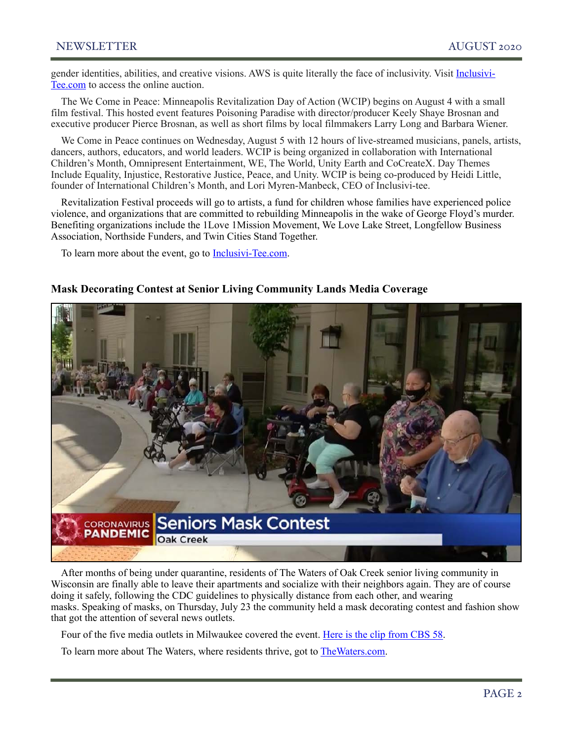gender identities, abilities, and creative visions. AWS is quite literally the face of inclusivity. Visit [Inclusivi-Tee.com](Inclusivi-Tee.com) to access the online auction.

The We Come in Peace: Minneapolis Revitalization Day of Action (WCIP) begins on August 4 with a small film festival. This hosted event features Poisoning Paradise with director/producer Keely Shaye Brosnan and executive producer Pierce Brosnan, as well as short films by local filmmakers Larry Long and Barbara Wiener.

We Come in Peace continues on Wednesday, August 5 with 12 hours of live-streamed musicians, panels, artists, dancers, authors, educators, and world leaders. WCIP is being organized in collaboration with International Children's Month, Omnipresent Entertainment, WE, The World, Unity Earth and CoCreateX. Day Themes Include Equality, Injustice, Restorative Justice, Peace, and Unity. WCIP is being co-produced by Heidi Little, founder of International Children's Month, and Lori Myren-Manbeck, CEO of Inclusivi-tee.

Revitalization Festival proceeds will go to artists, a fund for children whose families have experienced police violence, and organizations that are committed to rebuilding Minneapolis in the wake of George Floyd's murder. Benefiting organizations include the 1Love 1Mission Movement, We Love Lake Street, Longfellow Business Association, Northside Funders, and Twin Cities Stand Together.

To learn more about the event, go to [Inclusivi-Tee.com](Inclusivi-Tee.com).

**Mask Decorating Contest at Senior Living Community Lands Media Coverage**

After months of being under quarantine, residents of The Waters of Oak Creek senior living community in Wisconsin are finally able to leave their apartments and socialize with their neighbors again. They are of course doing it safely, following the CDC guidelines to physically distance from each other, and wearing masks. Speaking of masks, on Thursday, July 23 the community held a mask decorating contest and fashion show that got the attention of several news outlets.

Four of the five media outlets in Milwaukee covered the event. [Here is the clip from CBS 58](Here is the clip from CBS 58).

To learn more about The Waters, where residents thrive, got to [TheWaters.com](TheWaters.com).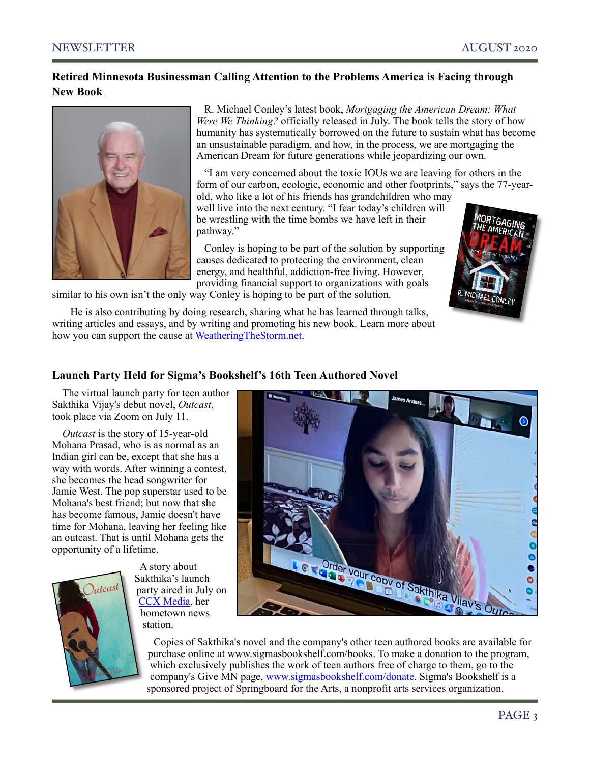## Retired Minnesota Businessman Calling Attention to the Problems America is Facing through New Book

R. Michael Conley's latest book, *Mortgaging the American Dream: What Were We Thinking?* officially released in July. The book tells the story of how humanity has systematically borrowed on the future to sustain what has become an unsustainable paradigm, and how, in the process, we are mortgaging the American Dream for future generations while jeopardizing our own.

"I am very concerned about the toxic IOUs we are leaving for others in the form of our carbon, ecologic, economic and other footprints," says the 77-year-old, who like a lot of his friends has grandchildren who may well live into the next century. "I fear today's children will be wrestling with the time bombs we have left in their pathway."

Conley is hoping to be part of the solution by supporting causes dedicated to protecting the environment, clean energy, and healthful, addiction-free living. However, providing financial support to organizations with goals similar to his own isn't the only way Conley is hoping to be part of the solution.

He is also contributing by doing research, sharing what he has learned through talks, writing articles and essays, and by writing and promoting his new book. Learn more about how you can support the cause at [WeatheringTheStorm.net](WeatheringTheStorm.net).

## Launch Party Held for Sigma's Bookshelf's 16th Teen Authored Novel

The virtual launch party for teen author Sakthika Vijay's debut novel, *Outcast*, took place via Zoom on July 11.

*Outcast* is the story of 15-year-old Mohana Prasad, who is as normal as an Indian girl can be, except that she has a way with words. After winning a contest, she becomes the head songwriter for Jamie West. The pop superstar used to be Mohana's best friend; but now that she has become famous, Jamie doesn't have time for Mohana, leaving her feeling like an outcast. That is until Mohana gets the opportunity of a lifetime.

A story about Sakthika's launch party aired in July on [CCX Media](CCX Media), her hometown news station.

Copies of Sakthika's novel and the company's other teen authored books are available for purchase online at www.sigmasbookshelf.com/books. To make a donation to the program, which exclusively publishes the work of teen authors free of charge to them, go to the company's Give MN page, [www.sigmasbookshelf.com/donate](www.sigmasbookshelf.com/donate). Sigma's Bookshelf is a sponsored project of Springboard for the Arts, a nonprofit arts services organization.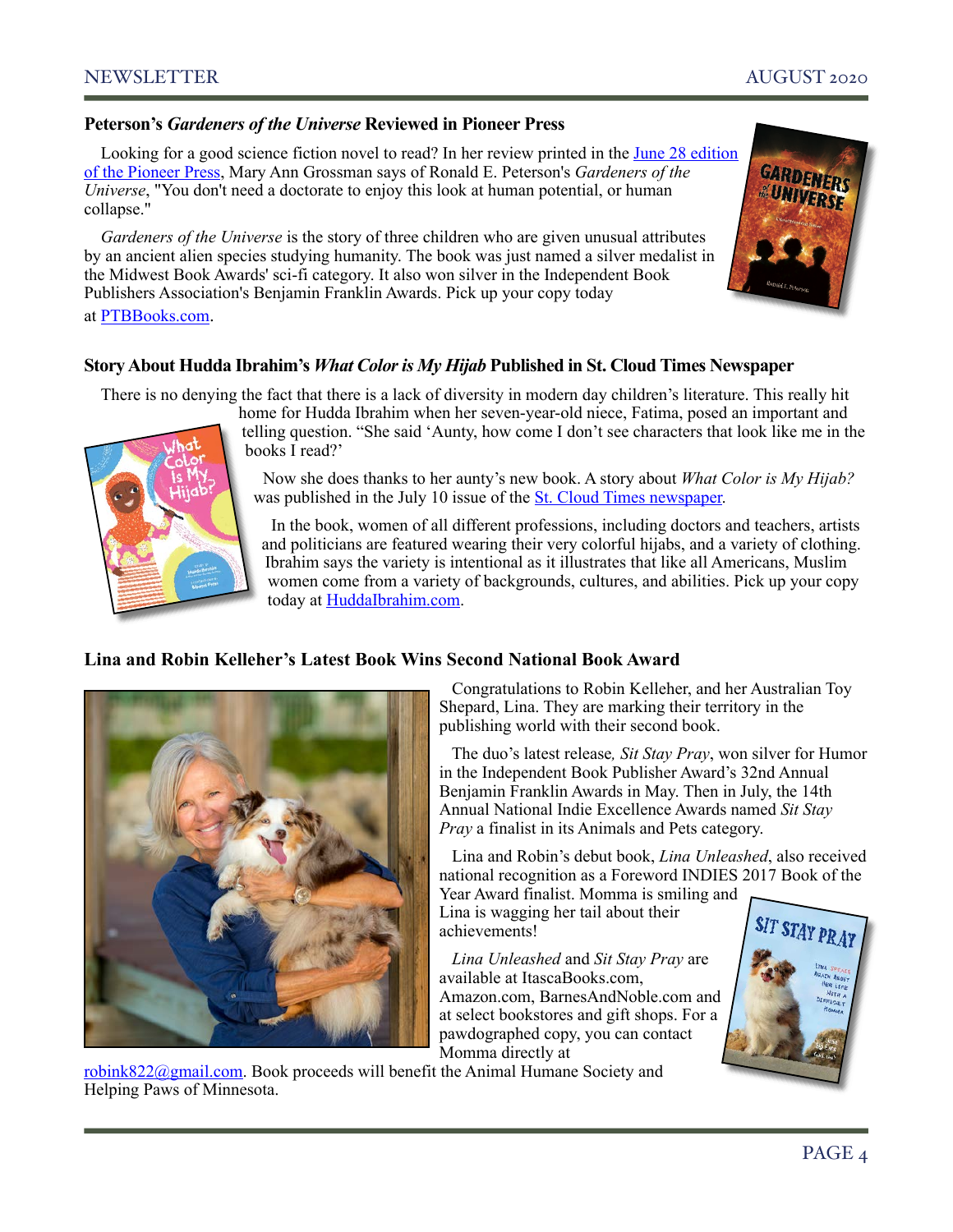## Peterson's *Gardeners of the Universe* Reviewed in Pioneer Press

Looking for a good science fiction novel to read? In her review printed in the June 28 edition of the Pioneer Press, Mary Ann Grossman says of Ronald E. Peterson's *Gardeners of the Universe*, "You don't need a doctorate to enjoy this look at human potential, or human collapse."

*Gardeners of the Universe* is the story of three children who are given unusual attributes by an ancient alien species studying humanity. The book was just named a silver medalist in the Midwest Book Awards' sci-fi category. It also won silver in the Independent Book Publishers Association's Benjamin Franklin Awards. Pick up your copy today at PTBBooks.com.

## Story About Hudda Ibrahim's *What Color is My Hijab* Published in St. Cloud Times Newspaper

There is no denying the fact that there is a lack of diversity in modern day children's literature. This really hit home for Hudda Ibrahim when her seven-year-old niece, Fatima, posed an important and telling question. "She said 'Aunty, how come I don't see characters that look like me in the books I read?'

Now she does thanks to her aunty's new book. A story about *What Color is My Hijab?* was published in the July 10 issue of the St. Cloud Times newspaper.

In the book, women of all different professions, including doctors and teachers, artists and politicians are featured wearing their very colorful hijabs, and a variety of clothing. Ibrahim says the variety is intentional as it illustrates that like all Americans, Muslim women come from a variety of backgrounds, cultures, and abilities. Pick up your copy today at HuddaIbrahim.com.

## Lina and Robin Kelleher's Latest Book Wins Second National Book Award

Congratulations to Robin Kelleher, and her Australian Toy Shepard, Lina. They are marking their territory in the publishing world with their second book.

The duo's latest release, *Sit Stay Pray*, won silver for Humor in the Independent Book Publisher Award's 32nd Annual Benjamin Franklin Awards in May. Then in July, the 14th Annual National Indie Excellence Awards named *Sit Stay Pray* a finalist in its Animals and Pets category.

Lina and Robin's debut book, *Lina Unleashed*, also received national recognition as a Foreword INDIES 2017 Book of the Year Award finalist. Momma is smiling and Lina is wagging her tail about their achievements!

*Lina Unleashed* and *Sit Stay Pray* are available at ItascaBooks.com, Amazon.com, BarnesAndNoble.com and at select bookstores and gift shops. For a pawdographed copy, you can contact Momma directly at robink822@gmail.com. Book proceeds will benefit the Animal Humane Society and Helping Paws of Minnesota.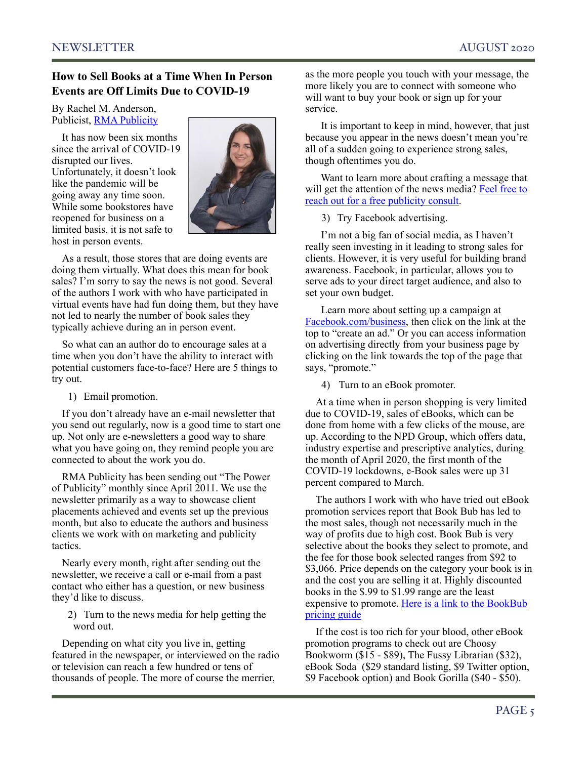## How to Sell Books at a Time When In Person Events are Off Limits Due to COVID-19

By Rachel M. Anderson, Publicist, RMA Publicity

It has now been six months since the arrival of COVID-19 disrupted our lives. Unfortunately, it doesn't look like the pandemic will be going away any time soon. While some bookstores have reopened for business on a limited basis, it is not safe to host in person events.

As a result, those stores that are doing events are doing them virtually. What does this mean for book sales? I'm sorry to say the news is not good. Several of the authors I work with who have participated in virtual events have had fun doing them, but they have not led to nearly the number of book sales they typically achieve during an in person event.

So what can an author do to encourage sales at a time when you don't have the ability to interact with potential customers face-to-face? Here are 5 things to try out.

1) Email promotion.

If you don't already have an e-mail newsletter that you send out regularly, now is a good time to start one up. Not only are e-newsletters a good way to share what you have going on, they remind people you are connected to about the work you do.

RMA Publicity has been sending out "The Power of Publicity" monthly since April 2011. We use the newsletter primarily as a way to showcase client placements achieved and events set up the previous month, but also to educate the authors and business clients we work with on marketing and publicity tactics.

Nearly every month, right after sending out the newsletter, we receive a call or e-mail from a past contact who either has a question, or new business they'd like to discuss.

2) Turn to the news media for help getting the word out.

Depending on what city you live in, getting featured in the newspaper, or interviewed on the radio or television can reach a few hundred or tens of thousands of people. The more of course the merrier, as the more people you touch with your message, the more likely you are to connect with someone who will want to buy your book or sign up for your service.

It is important to keep in mind, however, that just because you appear in the news doesn't mean you're all of a sudden going to experience strong sales, though oftentimes you do.

Want to learn more about crafting a message that will get the attention of the news media? Feel free to reach out for a free publicity consult.

3) Try Facebook advertising.

I'm not a big fan of social media, as I haven't really seen investing in it leading to strong sales for clients. However, it is very useful for building brand awareness. Facebook, in particular, allows you to serve ads to your direct target audience, and also to set your own budget.

Learn more about setting up a campaign at Facebook.com/business, then click on the link at the top to "create an ad." Or you can access information on advertising directly from your business page by clicking on the link towards the top of the page that says, "promote."

4) Turn to an eBook promoter.

At a time when in person shopping is very limited due to COVID-19, sales of eBooks, which can be done from home with a few clicks of the mouse, are up. According to the NPD Group, which offers data, industry expertise and prescriptive analytics, during the month of April 2020, the first month of the COVID-19 lockdowns, e-Book sales were up 31 percent compared to March.

The authors I work with who have tried out eBook promotion services report that Book Bub has led to the most sales, though not necessarily much in the way of profits due to high cost. Book Bub is very selective about the books they select to promote, and the fee for those book selected ranges from $92 to $3,066. Price depends on the category your book is in and the cost you are selling it at. Highly discounted books in the $.99 to $1.99 range are the least expensive to promote. Here is a link to the BookBub pricing guide

If the cost is too rich for your blood, other eBook promotion programs to check out are Choosy Bookworm ($15 - $89), The Fussy Librarian ($32), eBook Soda ($29 standard listing, $9 Twitter option, $9 Facebook option) and Book Gorilla ($40 - $50).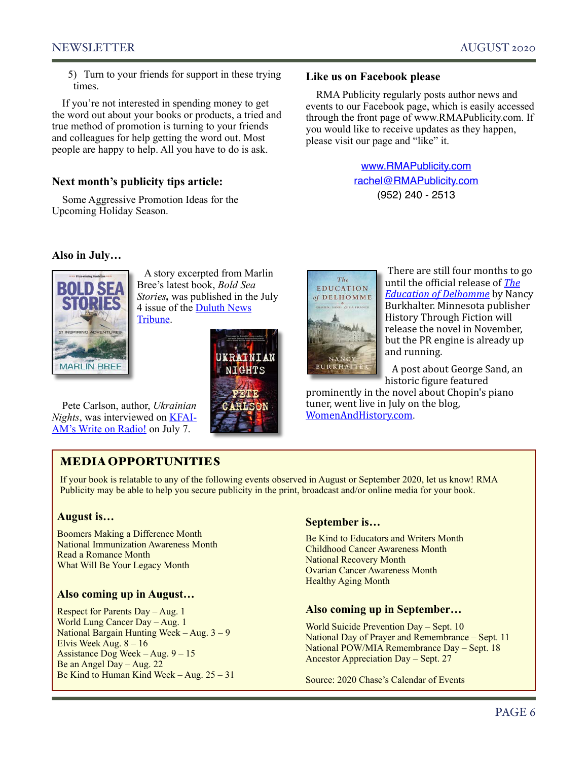5) Turn to your friends for support in these trying times.

If you're not interested in spending money to get the word out about your books or products, a tried and true method of promotion is turning to your friends and colleagues for help getting the word out. Most people are happy to help. All you have to do is ask.

**Next month's publicity tips article:**

Some Aggressive Promotion Ideas for the Upcoming Holiday Season.

**Like us on Facebook please**

RMA Publicity regularly posts author news and events to our Facebook page, which is easily accessed through the front page of www.RMAPublicity.com. If you would like to receive updates as they happen, please visit our page and "like" it.

www.RMAPublicity.com
rachel@RMAPublicity.com
(952) 240 - 2513

**Also in July…**

A story excerpted from Marlin Bree's latest book, *Bold Sea Stories*, was published in the July 4 issue of the Duluth News Tribune.

Pete Carlson, author, *Ukrainian Nights*, was interviewed on KFAI-AM's Write on Radio! on July 7.

There are still four months to go until the official release of *The Education of Delhomme* by Nancy Burkhalter. Minnesota publisher History Through Fiction will release the novel in November, but the PR engine is already up and running.

A post about George Sand, an historic figure featured prominently in the novel about Chopin's piano tuner, went live in July on the blog, WomenAndHistory.com.

## MEDIA OPPORTUNITIES

If your book is relatable to any of the following events observed in August or September 2020, let us know! RMA Publicity may be able to help you secure publicity in the print, broadcast and/or online media for your book.

**August is…**

Boomers Making a Difference Month
National Immunization Awareness Month
Read a Romance Month
What Will Be Your Legacy Month

**Also coming up in August…**

Respect for Parents Day – Aug. 1
World Lung Cancer Day – Aug. 1
National Bargain Hunting Week – Aug. 3 – 9
Elvis Week Aug. 8 – 16
Assistance Dog Week – Aug. 9 – 15
Be an Angel Day – Aug. 22
Be Kind to Human Kind Week – Aug. 25 – 31

**September is…**

Be Kind to Educators and Writers Month
Childhood Cancer Awareness Month
National Recovery Month
Ovarian Cancer Awareness Month
Healthy Aging Month

**Also coming up in September…**

World Suicide Prevention Day – Sept. 10
National Day of Prayer and Remembrance – Sept. 11
National POW/MIA Remembrance Day – Sept. 18
Ancestor Appreciation Day – Sept. 27

Source: 2020 Chase's Calendar of Events